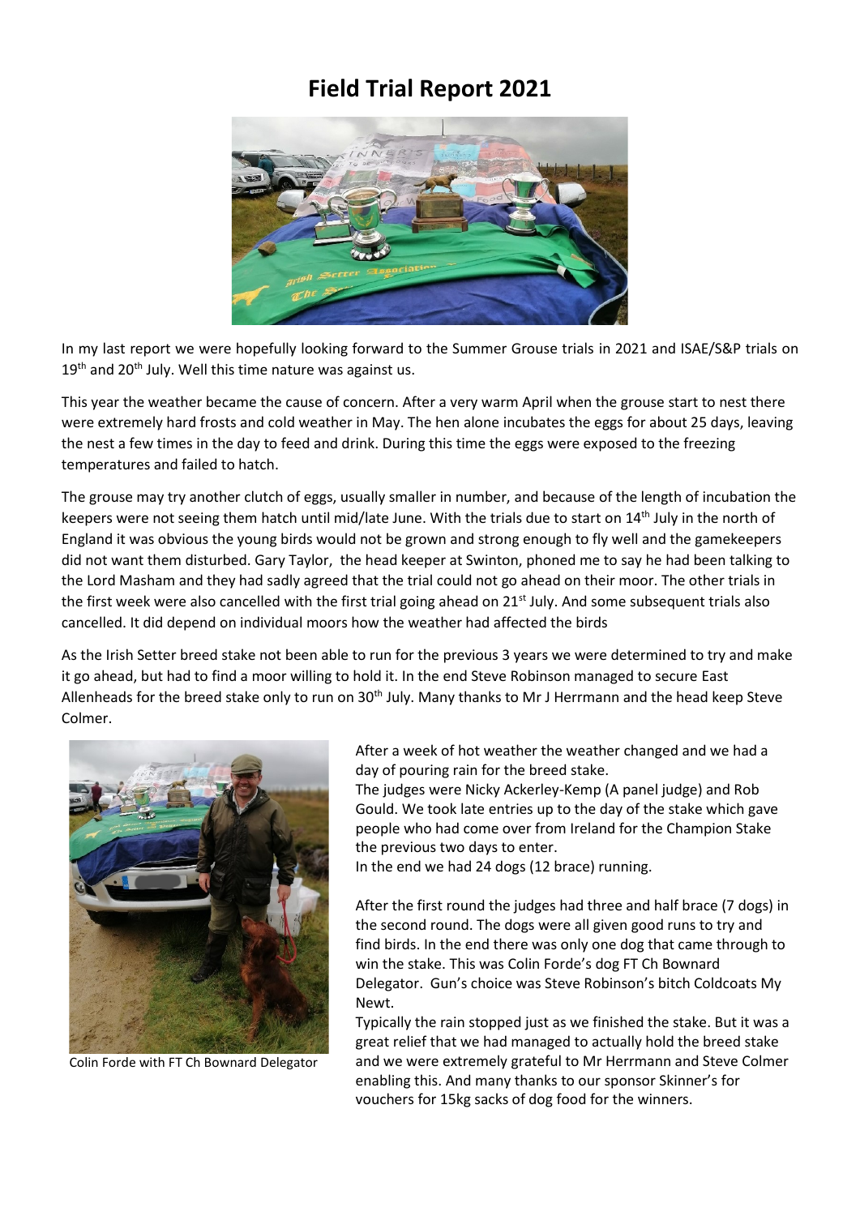# Field Trial Report 2021

In my last report we were hopefully looking forward to the Summer Grouse trials in 2021 and ISAE/S&P trials on 19th and 20th July. Well this time nature was against us.

This year the weather became the cause of concern. After a very warm April when the grouse start to nest there were extremely hard frosts and cold weather in May. The hen alone incubates the eggs for about 25 days, leaving the nest a few times in the day to feed and drink. During this time the eggs were exposed to the freezing temperatures and failed to hatch.

The grouse may try another clutch of eggs, usually smaller in number, and because of the length of incubation the keepers were not seeing them hatch until mid/late June. With the trials due to start on 14th July in the north of England it was obvious the young birds would not be grown and strong enough to fly well and the gamekeepers did not want them disturbed. Gary Taylor, the head keeper at Swinton, phoned me to say he had been talking to the Lord Masham and they had sadly agreed that the trial could not go ahead on their moor. The other trials in the first week were also cancelled with the first trial going ahead on 21st July. And some subsequent trials also cancelled. It did depend on individual moors how the weather had affected the birds

As the Irish Setter breed stake not been able to run for the previous 3 years we were determined to try and make it go ahead, but had to find a moor willing to hold it. In the end Steve Robinson managed to secure East Allenheads for the breed stake only to run on 30th July. Many thanks to Mr J Herrmann and the head keep Steve Colmer.

Colin Forde with FT Ch Bownard Delegator

After a week of hot weather the weather changed and we had a day of pouring rain for the breed stake.
The judges were Nicky Ackerley-Kemp (A panel judge) and Rob Gould. We took late entries up to the day of the stake which gave people who had come over from Ireland for the Champion Stake the previous two days to enter.
In the end we had 24 dogs (12 brace) running.

After the first round the judges had three and half brace (7 dogs) in the second round. The dogs were all given good runs to try and find birds. In the end there was only one dog that came through to win the stake. This was Colin Forde's dog FT Ch Bownard Delegator. Gun's choice was Steve Robinson's bitch Coldcoats My Newt.
Typically the rain stopped just as we finished the stake. But it was a great relief that we had managed to actually hold the breed stake and we were extremely grateful to Mr Herrmann and Steve Colmer enabling this. And many thanks to our sponsor Skinner's for vouchers for 15kg sacks of dog food for the winners.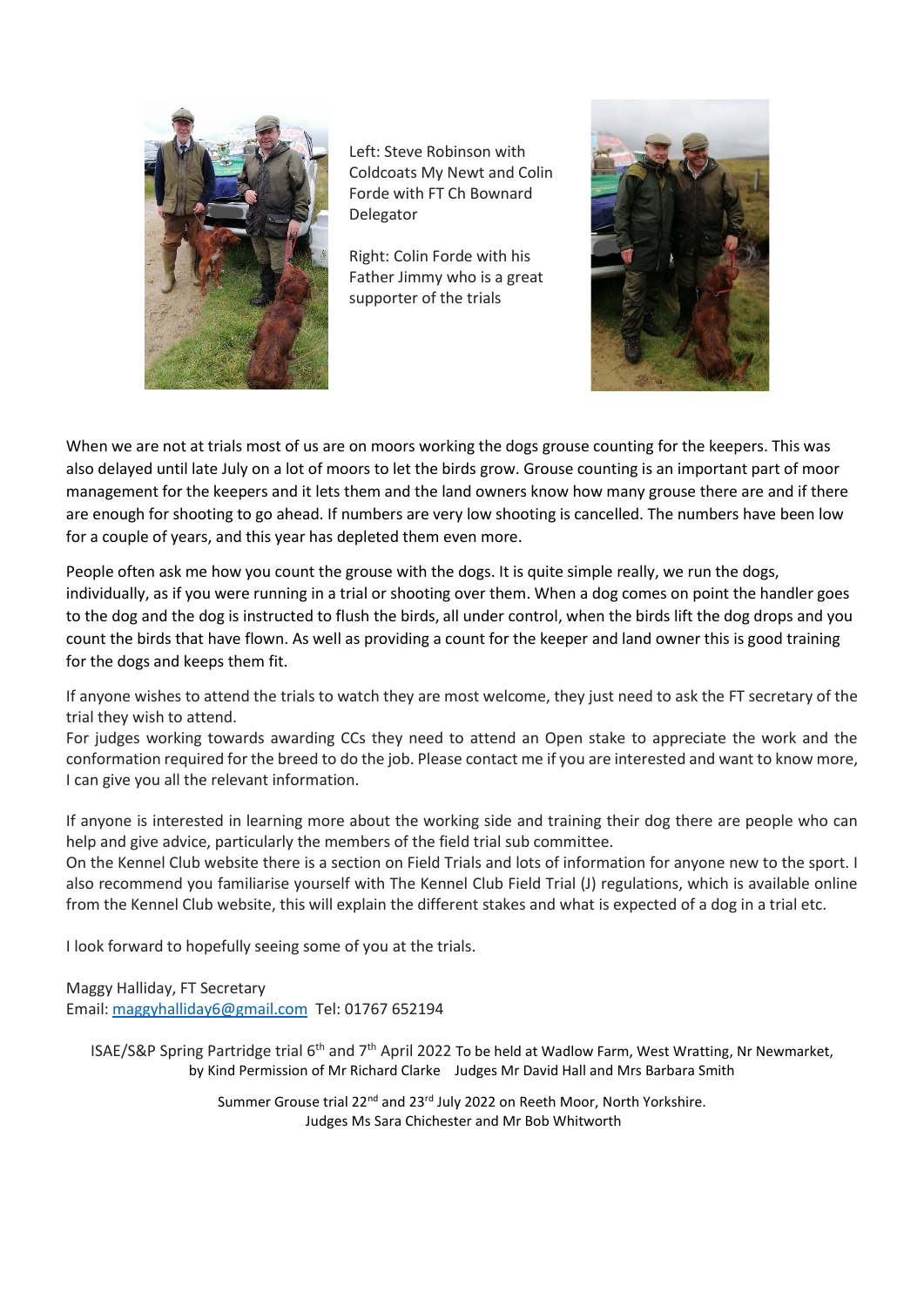Left: Steve Robinson with Coldcoats My Newt and Colin Forde with FT Ch Bownard Delegator

Right: Colin Forde with his Father Jimmy who is a great supporter of the trials

When we are not at trials most of us are on moors working the dogs grouse counting for the keepers. This was also delayed until late July on a lot of moors to let the birds grow. Grouse counting is an important part of moor management for the keepers and it lets them and the land owners know how many grouse there are and if there are enough for shooting to go ahead. If numbers are very low shooting is cancelled. The numbers have been low for a couple of years, and this year has depleted them even more.

People often ask me how you count the grouse with the dogs. It is quite simple really, we run the dogs, individually, as if you were running in a trial or shooting over them. When a dog comes on point the handler goes to the dog and the dog is instructed to flush the birds, all under control, when the birds lift the dog drops and you count the birds that have flown. As well as providing a count for the keeper and land owner this is good training for the dogs and keeps them fit.

If anyone wishes to attend the trials to watch they are most welcome, they just need to ask the FT secretary of the trial they wish to attend.
For judges working towards awarding CCs they need to attend an Open stake to appreciate the work and the conformation required for the breed to do the job. Please contact me if you are interested and want to know more, I can give you all the relevant information.

If anyone is interested in learning more about the working side and training their dog there are people who can help and give advice, particularly the members of the field trial sub committee.
On the Kennel Club website there is a section on Field Trials and lots of information for anyone new to the sport. I also recommend you familiarise yourself with The Kennel Club Field Trial (J) regulations, which is available online from the Kennel Club website, this will explain the different stakes and what is expected of a dog in a trial etc.

I look forward to hopefully seeing some of you at the trials.

Maggy Halliday, FT Secretary
Email: maggyhalliday6@gmail.com Tel: 01767 652194

ISAE/S&P Spring Partridge trial 6th and 7th April 2022 To be held at Wadlow Farm, West Wratting, Nr Newmarket, by Kind Permission of Mr Richard Clarke Judges Mr David Hall and Mrs Barbara Smith

Summer Grouse trial 22nd and 23rd July 2022 on Reeth Moor, North Yorkshire.
Judges Ms Sara Chichester and Mr Bob Whitworth